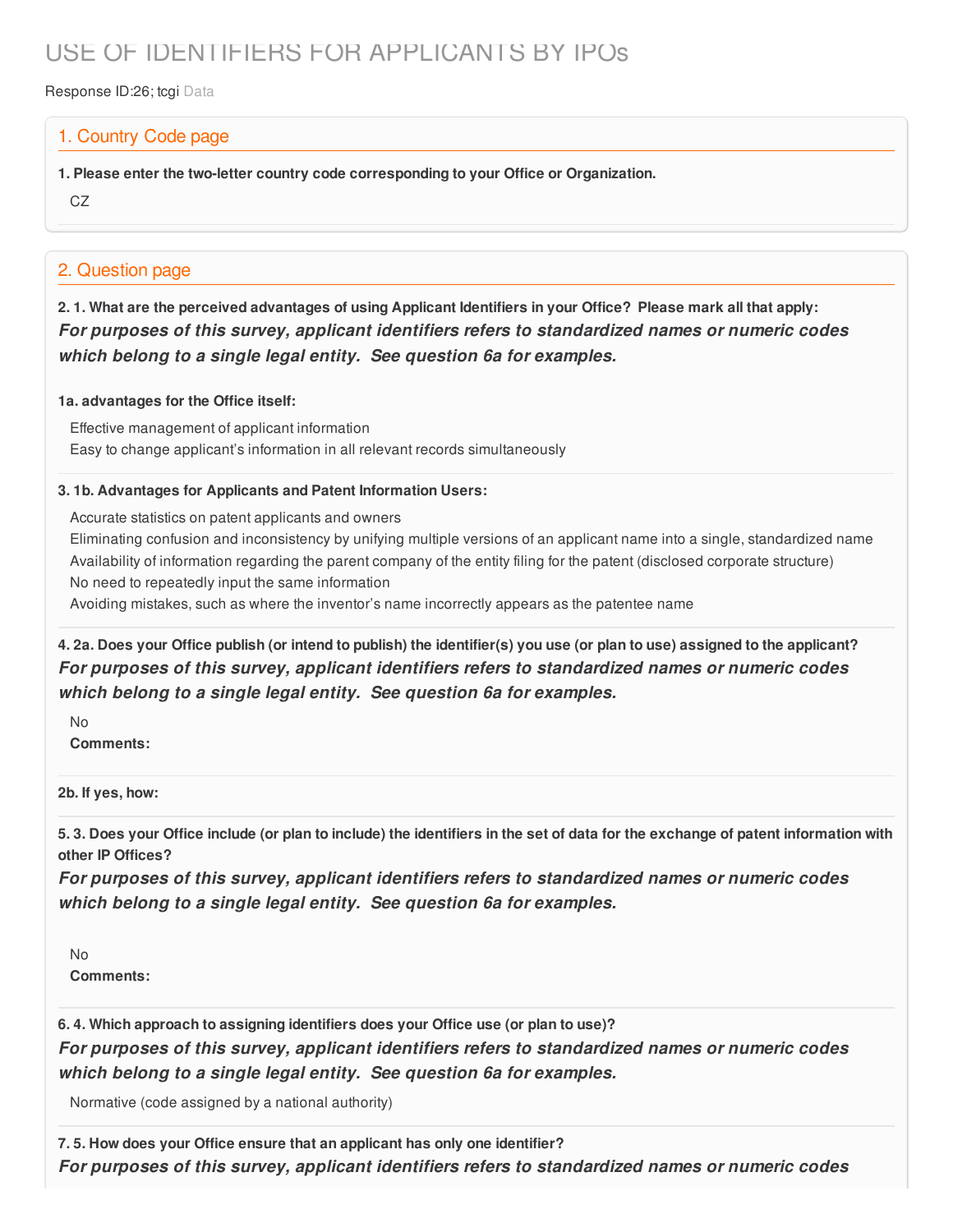# USE OF IDENTIFIERS FOR APPLICANTS BY IPOs

Response ID:26; tcgi Data

## 1. Country Code page

**1. Please enter the two-letter country code corresponding to your Office or Organization.**

CZ

## 2. Question page

**2. 1. What are the perceived advantages of using Applicant Identifiers in your Office? Please mark all that apply:**

***For purposes of this survey, applicant identifiers refers to standardized names or numeric codes which belong to a single legal entity. See question 6a for examples.***

**1a. advantages for the Office itself:**

Effective management of applicant information
Easy to change applicant's information in all relevant records simultaneously

**3. 1b. Advantages for Applicants and Patent Information Users:**

Accurate statistics on patent applicants and owners
Eliminating confusion and inconsistency by unifying multiple versions of an applicant name into a single, standardized name
Availability of information regarding the parent company of the entity filing for the patent (disclosed corporate structure)
No need to repeatedly input the same information
Avoiding mistakes, such as where the inventor's name incorrectly appears as the patentee name

**4. 2a. Does your Office publish (or intend to publish) the identifier(s) you use (or plan to use) assigned to the applicant?**

***For purposes of this survey, applicant identifiers refers to standardized names or numeric codes which belong to a single legal entity. See question 6a for examples.***

No
**Comments:**

**2b. If yes, how:**

**5. 3. Does your Office include (or plan to include) the identifiers in the set of data for the exchange of patent information with other IP Offices?**

***For purposes of this survey, applicant identifiers refers to standardized names or numeric codes which belong to a single legal entity. See question 6a for examples.***

No
**Comments:**

**6. 4. Which approach to assigning identifiers does your Office use (or plan to use)?**

***For purposes of this survey, applicant identifiers refers to standardized names or numeric codes which belong to a single legal entity. See question 6a for examples.***

Normative (code assigned by a national authority)

**7. 5. How does your Office ensure that an applicant has only one identifier?**

***For purposes of this survey, applicant identifiers refers to standardized names or numeric codes***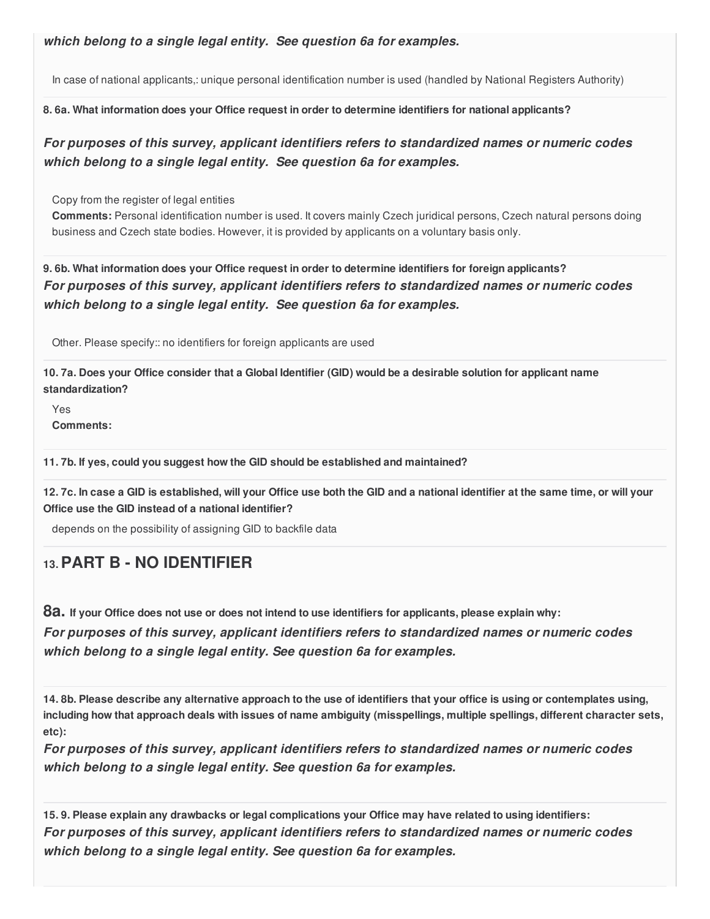***which belong to a single legal entity. See question 6a for examples.***

In case of national applicants,: unique personal identification number is used (handled by National Registers Authority)

**8. 6a. What information does your Office request in order to determine identifiers for national applicants?**

***For purposes of this survey, applicant identifiers refers to standardized names or numeric codes which belong to a single legal entity. See question 6a for examples.***

Copy from the register of legal entities
**Comments:** Personal identification number is used. It covers mainly Czech juridical persons, Czech natural persons doing business and Czech state bodies. However, it is provided by applicants on a voluntary basis only.

**9. 6b. What information does your Office request in order to determine identifiers for foreign applicants?**
***For purposes of this survey, applicant identifiers refers to standardized names or numeric codes which belong to a single legal entity. See question 6a for examples.***

Other. Please specify:: no identifiers for foreign applicants are used

**10. 7a. Does your Office consider that a Global Identifier (GID) would be a desirable solution for applicant name standardization?**

Yes
**Comments:**

**11. 7b. If yes, could you suggest how the GID should be established and maintained?**

**12. 7c. In case a GID is established, will your Office use both the GID and a national identifier at the same time, or will your Office use the GID instead of a national identifier?**

depends on the possibility of assigning GID to backfile data

## 13. PART B - NO IDENTIFIER

**8a. If your Office does not use or does not intend to use identifiers for applicants, please explain why:**
***For purposes of this survey, applicant identifiers refers to standardized names or numeric codes which belong to a single legal entity. See question 6a for examples.***

**14. 8b. Please describe any alternative approach to the use of identifiers that your office is using or contemplates using, including how that approach deals with issues of name ambiguity (misspellings, multiple spellings, different character sets, etc):**
***For purposes of this survey, applicant identifiers refers to standardized names or numeric codes which belong to a single legal entity. See question 6a for examples.***

**15. 9. Please explain any drawbacks or legal complications your Office may have related to using identifiers:**
***For purposes of this survey, applicant identifiers refers to standardized names or numeric codes which belong to a single legal entity. See question 6a for examples.***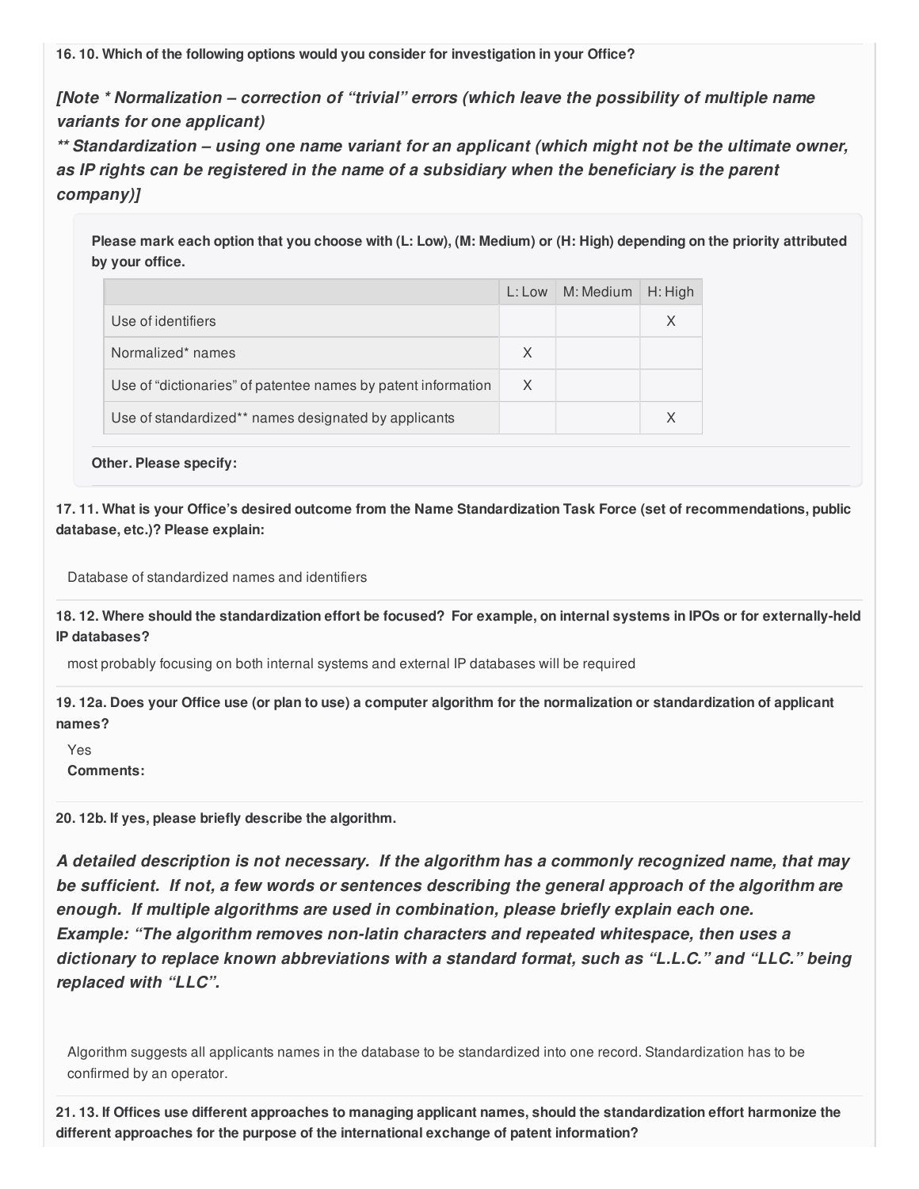**16. 10. Which of the following options would you consider for investigation in your Office?**

***[Note * Normalization – correction of "trivial" errors (which leave the possibility of multiple name variants for one applicant)***
***** Standardization – using one name variant for an applicant (which might not be the ultimate owner, as IP rights can be registered in the name of a subsidiary when the beneficiary is the parent company)]***

**Please mark each option that you choose with (L: Low), (M: Medium) or (H: High) depending on the priority attributed by your office.**

| | L: Low | M: Medium | H: High |
|---|---|---|---|
| Use of identifiers | | | X |
| Normalized* names | X | | |
| Use of "dictionaries" of patentee names by patent information | X | | |
| Use of standardized** names designated by applicants | | | X |

**Other. Please specify:**

**17. 11. What is your Office's desired outcome from the Name Standardization Task Force (set of recommendations, public database, etc.)? Please explain:**

Database of standardized names and identifiers

**18. 12. Where should the standardization effort be focused? For example, on internal systems in IPOs or for externally-held IP databases?**

most probably focusing on both internal systems and external IP databases will be required

**19. 12a. Does your Office use (or plan to use) a computer algorithm for the normalization or standardization of applicant names?**

Yes

**Comments:**

**20. 12b. If yes, please briefly describe the algorithm.**

***A detailed description is not necessary. If the algorithm has a commonly recognized name, that may be sufficient. If not, a few words or sentences describing the general approach of the algorithm are enough. If multiple algorithms are used in combination, please briefly explain each one.***
***Example: "The algorithm removes non-latin characters and repeated whitespace, then uses a dictionary to replace known abbreviations with a standard format, such as "L.L.C." and "LLC." being replaced with "LLC".***

Algorithm suggests all applicants names in the database to be standardized into one record. Standardization has to be confirmed by an operator.

**21. 13. If Offices use different approaches to managing applicant names, should the standardization effort harmonize the different approaches for the purpose of the international exchange of patent information?**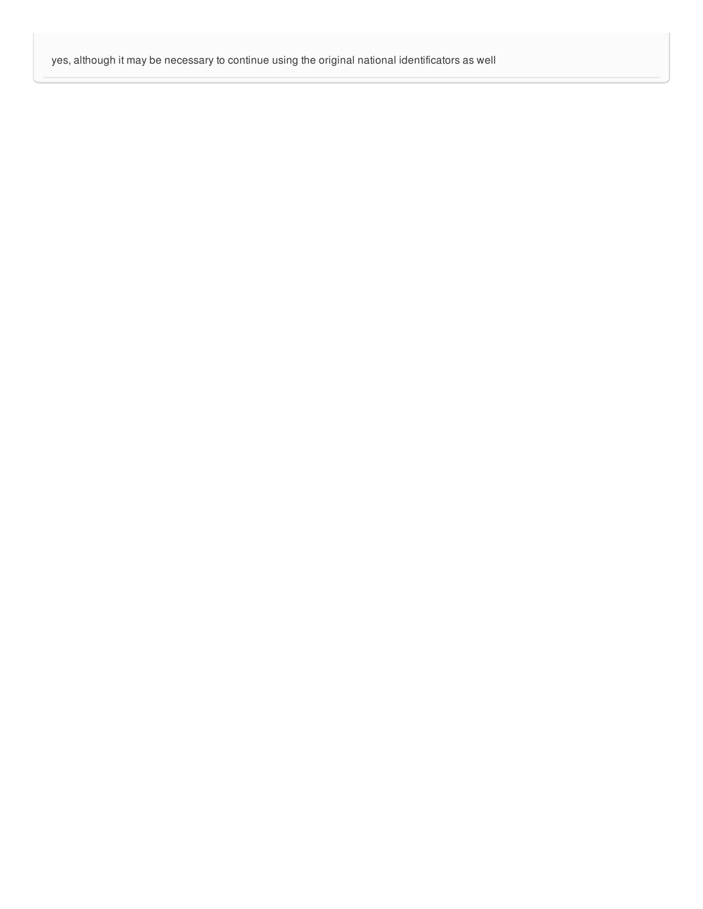yes, although it may be necessary to continue using the original national identificators as well